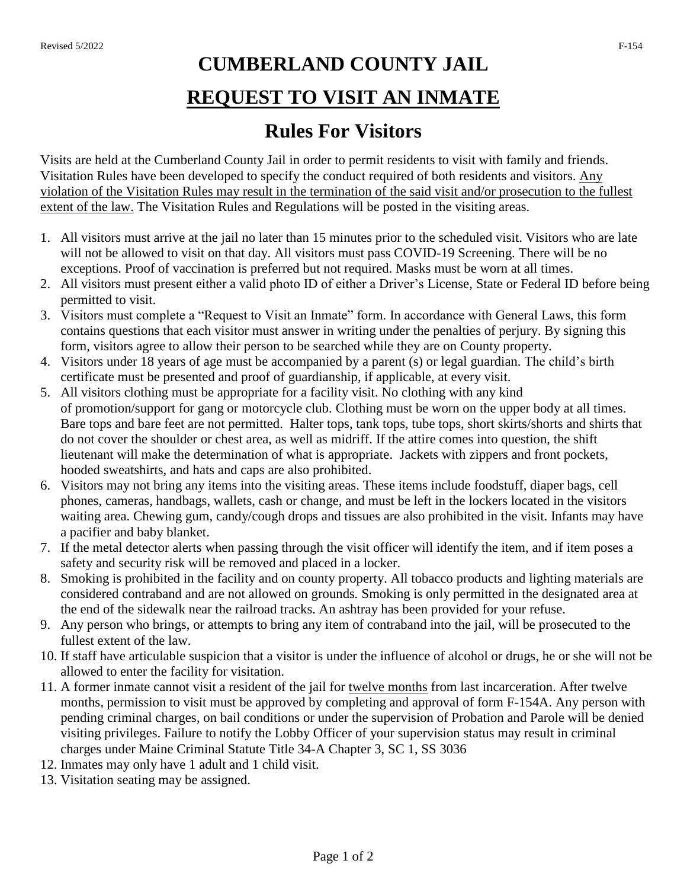# CUMBERLAND COUNTY JAIL

# <u>REQUEST TO VISIT AN INMATE</u>

## Rules For Visitors

Visits are held at the Cumberland County Jail in order to permit residents to visit with family and friends. Visitation Rules have been developed to specify the conduct required of both residents and visitors. <u>Any violation of the Visitation Rules may result in the termination of the said visit and/or prosecution to the fullest extent of the law.</u> The Visitation Rules and Regulations will be posted in the visiting areas.

1. All visitors must arrive at the jail no later than 15 minutes prior to the scheduled visit. Visitors who are late will not be allowed to visit on that day. All visitors must pass COVID-19 Screening. There will be no exceptions. Proof of vaccination is preferred but not required. Masks must be worn at all times.
2. All visitors must present either a valid photo ID of either a Driver's License, State or Federal ID before being permitted to visit.
3. Visitors must complete a "Request to Visit an Inmate" form. In accordance with General Laws, this form contains questions that each visitor must answer in writing under the penalties of perjury. By signing this form, visitors agree to allow their person to be searched while they are on County property.
4. Visitors under 18 years of age must be accompanied by a parent (s) or legal guardian. The child's birth certificate must be presented and proof of guardianship, if applicable, at every visit.
5. All visitors clothing must be appropriate for a facility visit. No clothing with any kind of promotion/support for gang or motorcycle club. Clothing must be worn on the upper body at all times. Bare tops and bare feet are not permitted. Halter tops, tank tops, tube tops, short skirts/shorts and shirts that do not cover the shoulder or chest area, as well as midriff. If the attire comes into question, the shift lieutenant will make the determination of what is appropriate. Jackets with zippers and front pockets, hooded sweatshirts, and hats and caps are also prohibited.
6. Visitors may not bring any items into the visiting areas. These items include foodstuff, diaper bags, cell phones, cameras, handbags, wallets, cash or change, and must be left in the lockers located in the visitors waiting area. Chewing gum, candy/cough drops and tissues are also prohibited in the visit. Infants may have a pacifier and baby blanket.
7. If the metal detector alerts when passing through the visit officer will identify the item, and if item poses a safety and security risk will be removed and placed in a locker.
8. Smoking is prohibited in the facility and on county property. All tobacco products and lighting materials are considered contraband and are not allowed on grounds. Smoking is only permitted in the designated area at the end of the sidewalk near the railroad tracks. An ashtray has been provided for your refuse.
9. Any person who brings, or attempts to bring any item of contraband into the jail, will be prosecuted to the fullest extent of the law.
10. If staff have articulable suspicion that a visitor is under the influence of alcohol or drugs, he or she will not be allowed to enter the facility for visitation.
11. A former inmate cannot visit a resident of the jail for <u>twelve months</u> from last incarceration. After twelve months, permission to visit must be approved by completing and approval of form F-154A. Any person with pending criminal charges, on bail conditions or under the supervision of Probation and Parole will be denied visiting privileges. Failure to notify the Lobby Officer of your supervision status may result in criminal charges under Maine Criminal Statute Title 34-A Chapter 3, SC 1, SS 3036
12. Inmates may only have 1 adult and 1 child visit.
13. Visitation seating may be assigned.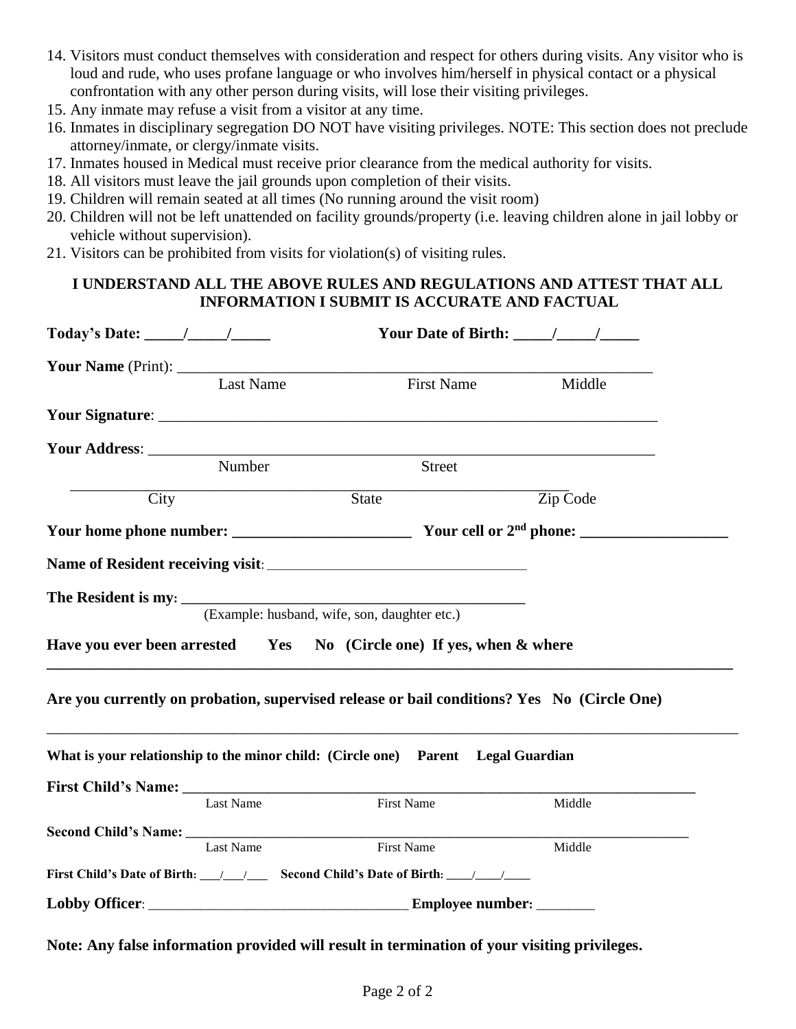14. Visitors must conduct themselves with consideration and respect for others during visits. Any visitor who is loud and rude, who uses profane language or who involves him/herself in physical contact or a physical confrontation with any other person during visits, will lose their visiting privileges.
15. Any inmate may refuse a visit from a visitor at any time.
16. Inmates in disciplinary segregation DO NOT have visiting privileges. NOTE: This section does not preclude attorney/inmate, or clergy/inmate visits.
17. Inmates housed in Medical must receive prior clearance from the medical authority for visits.
18. All visitors must leave the jail grounds upon completion of their visits.
19. Children will remain seated at all times (No running around the visit room)
20. Children will not be left unattended on facility grounds/property (i.e. leaving children alone in jail lobby or vehicle without supervision).
21. Visitors can be prohibited from visits for violation(s) of visiting rules.

**I UNDERSTAND ALL THE ABOVE RULES AND REGULATIONS AND ATTEST THAT ALL INFORMATION I SUBMIT IS ACCURATE AND FACTUAL**

**Today's Date:** _____/_____/_____ **Your Date of Birth:** _____/_____/_____

**Your Name** (Print): ______________________________________________
Last Name First Name Middle

**Your Signature**: ______________________________________________

**Your Address**: ______________________________________________
Number Street

______________________________________________
City State Zip Code

**Your home phone number:** ______________________ **Your cell or 2nd phone:** ___________________

**Name of Resident receiving visit**: ___________________________________

**The Resident is my:** ___________________________________________
(Example: husband, wife, son, daughter etc.)

**Have you ever been arrested Yes No (Circle one) If yes, when & where**

______________________________________________________________________

**Are you currently on probation, supervised release or bail conditions? Yes No (Circle One)**

______________________________________________________________________

**What is your relationship to the minor child: (Circle one) Parent Legal Guardian**

**First Child's Name:** ______________________________________________
Last Name First Name Middle

**Second Child's Name:** ______________________________________________
Last Name First Name Middle

**First Child's Date of Birth:** ___/___/___ **Second Child's Date of Birth:** ____/____/____

**Lobby Officer**: _________________________________ **Employee number:** ________

**Note: Any false information provided will result in termination of your visiting privileges.**